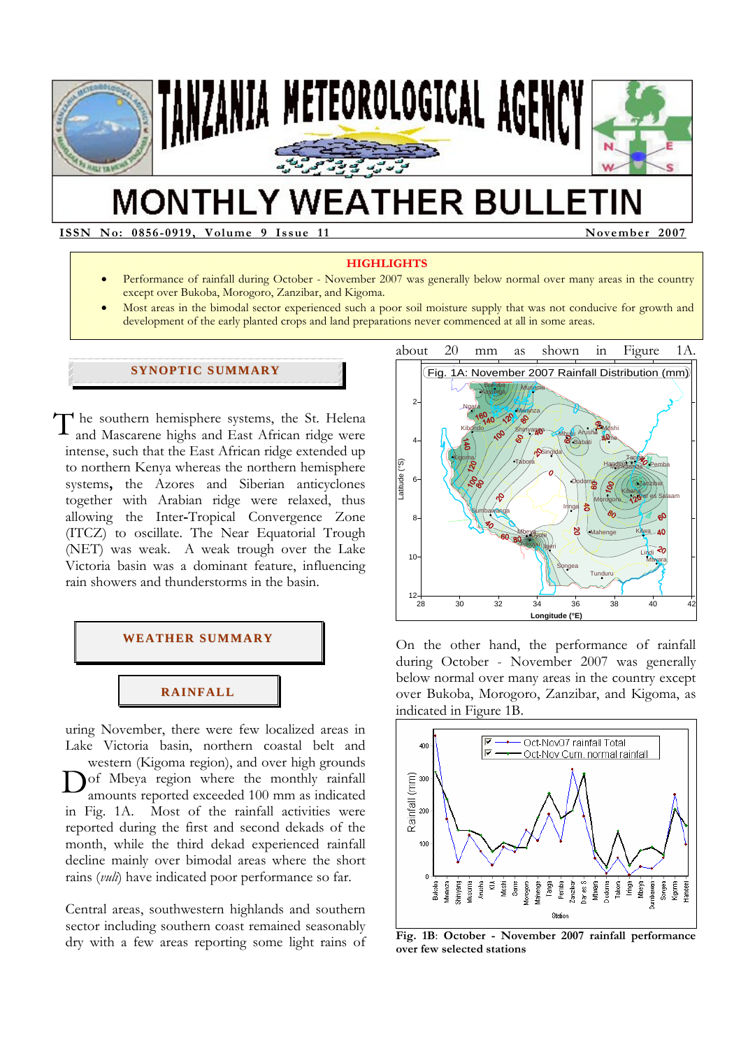# TANZANIA METEOROLOGICAL AGENCY

# MONTHLY WEATHER BULLETIN

**ISSN No: 0856-0919, Volume 9 Issue 11** **November 2007**

**HIGHLIGHTS**

- Performance of rainfall during October - November 2007 was generally below normal over many areas in the country except over Bukoba, Morogoro, Zanzibar, and Kigoma.
- Most areas in the bimodal sector experienced such a poor soil moisture supply that was not conducive for growth and development of the early planted crops and land preparations never commenced at all in some areas.

## SYNOPTIC SUMMARY

The southern hemisphere systems, the St. Helena and Mascarene highs and East African ridge were intense, such that the East African ridge extended up to northern Kenya whereas the northern hemisphere systems**,** the Azores and Siberian anticyclones together with Arabian ridge were relaxed, thus allowing the Inter-Tropical Convergence Zone (ITCZ) to oscillate. The Near Equatorial Trough (NET) was weak. A weak trough over the Lake Victoria basin was a dominant feature, influencing rain showers and thunderstorms in the basin.

## WEATHER SUMMARY

### RAINFALL

During November, there were few localized areas in Lake Victoria basin, northern coastal belt and western (Kigoma region), and over high grounds of Mbeya region where the monthly rainfall amounts reported exceeded 100 mm as indicated in Fig. 1A. Most of the rainfall activities were reported during the first and second dekads of the month, while the third dekad experienced rainfall decline mainly over bimodal areas where the short rains (*vuli*) have indicated poor performance so far.

Central areas, southwestern highlands and southern sector including southern coast remained seasonably dry with a few areas reporting some light rains of about 20 mm as shown in Figure 1A.

Fig. 1A: November 2007 Rainfall Distribution (mm)

On the other hand, the performance of rainfall during October - November 2007 was generally below normal over many areas in the country except over Bukoba, Morogoro, Zanzibar, and Kigoma, as indicated in Figure 1B.

**Fig. 1B**: **October - November 2007 rainfall performance over few selected stations**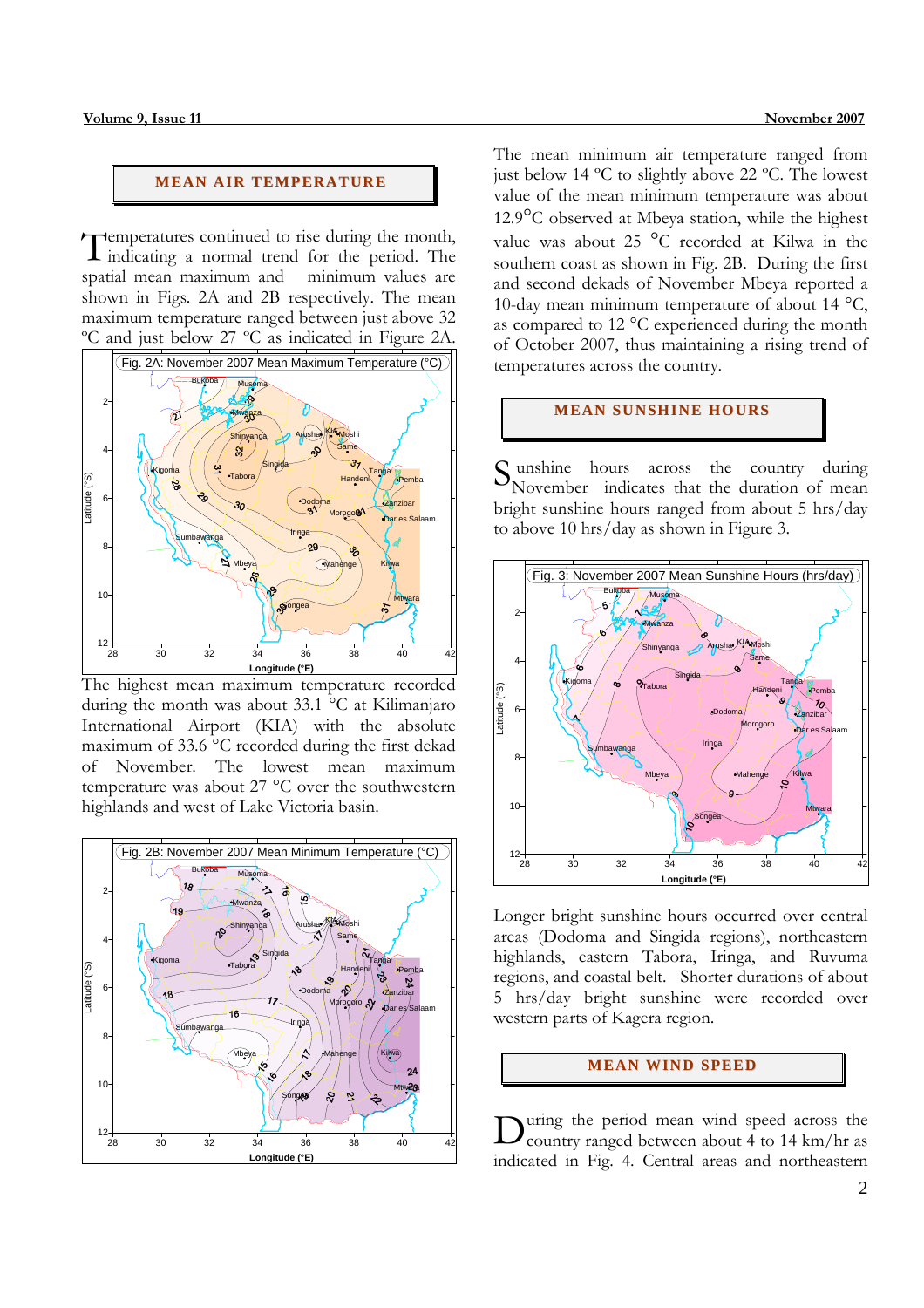## MEAN AIR TEMPERATURE

Temperatures continued to rise during the month, indicating a normal trend for the period. The spatial mean maximum and minimum values are shown in Figs. 2A and 2B respectively. The mean maximum temperature ranged between just above 32 ºC and just below 27 ºC as indicated in Figure 2A.

Fig. 2A: November 2007 Mean Maximum Temperature (°C)

The highest mean maximum temperature recorded during the month was about 33.1 °C at Kilimanjaro International Airport (KIA) with the absolute maximum of 33.6 °C recorded during the first dekad of November. The lowest mean maximum temperature was about 27 °C over the southwestern highlands and west of Lake Victoria basin.

Fig. 2B: November 2007 Mean Minimum Temperature (°C)

The mean minimum air temperature ranged from just below 14 ºC to slightly above 22 ºC. The lowest value of the mean minimum temperature was about 12.9°C observed at Mbeya station, while the highest value was about 25 °C recorded at Kilwa in the southern coast as shown in Fig. 2B. During the first and second dekads of November Mbeya reported a 10-day mean minimum temperature of about 14 °C, as compared to 12 °C experienced during the month of October 2007, thus maintaining a rising trend of temperatures across the country.

## MEAN SUNSHINE HOURS

Sunshine hours across the country during November indicates that the duration of mean bright sunshine hours ranged from about 5 hrs/day to above 10 hrs/day as shown in Figure 3.

Fig. 3: November 2007 Mean Sunshine Hours (hrs/day)

Longer bright sunshine hours occurred over central areas (Dodoma and Singida regions), northeastern highlands, eastern Tabora, Iringa, and Ruvuma regions, and coastal belt. Shorter durations of about 5 hrs/day bright sunshine were recorded over western parts of Kagera region.

## MEAN WIND SPEED

During the period mean wind speed across the country ranged between about 4 to 14 km/hr as indicated in Fig. 4. Central areas and northeastern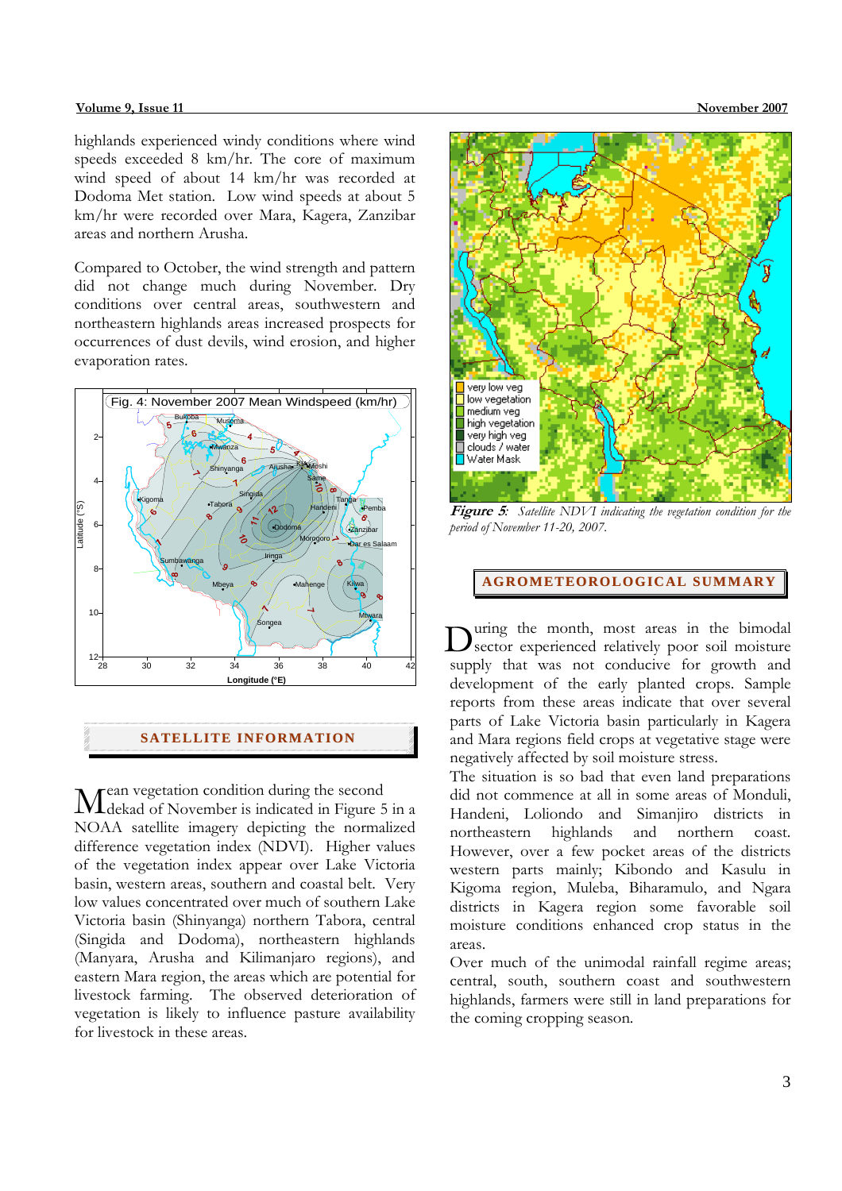highlands experienced windy conditions where wind speeds exceeded 8 km/hr. The core of maximum wind speed of about 14 km/hr was recorded at Dodoma Met station. Low wind speeds at about 5 km/hr were recorded over Mara, Kagera, Zanzibar areas and northern Arusha.

Compared to October, the wind strength and pattern did not change much during November. Dry conditions over central areas, southwestern and northeastern highlands areas increased prospects for occurrences of dust devils, wind erosion, and higher evaporation rates.

Fig. 4: November 2007 Mean Windspeed (km/hr)

## SATELLITE INFORMATION

Mean vegetation condition during the second dekad of November is indicated in Figure 5 in a NOAA satellite imagery depicting the normalized difference vegetation index (NDVI). Higher values of the vegetation index appear over Lake Victoria basin, western areas, southern and coastal belt. Very low values concentrated over much of southern Lake Victoria basin (Shinyanga) northern Tabora, central (Singida and Dodoma), northeastern highlands (Manyara, Arusha and Kilimanjaro regions), and eastern Mara region, the areas which are potential for livestock farming. The observed deterioration of vegetation is likely to influence pasture availability for livestock in these areas.

***Figure 5**: Satellite NDVI indicating the vegetation condition for the period of November 11-20, 2007.*

## AGROMETEOROLOGICAL SUMMARY

During the month, most areas in the bimodal sector experienced relatively poor soil moisture supply that was not conducive for growth and development of the early planted crops. Sample reports from these areas indicate that over several parts of Lake Victoria basin particularly in Kagera and Mara regions field crops at vegetative stage were negatively affected by soil moisture stress.

The situation is so bad that even land preparations did not commence at all in some areas of Monduli, Handeni, Loliondo and Simanjiro districts in northeastern highlands and northern coast. However, over a few pocket areas of the districts western parts mainly; Kibondo and Kasulu in Kigoma region, Muleba, Biharamulo, and Ngara districts in Kagera region some favorable soil moisture conditions enhanced crop status in the areas.

Over much of the unimodal rainfall regime areas; central, south, southern coast and southwestern highlands, farmers were still in land preparations for the coming cropping season.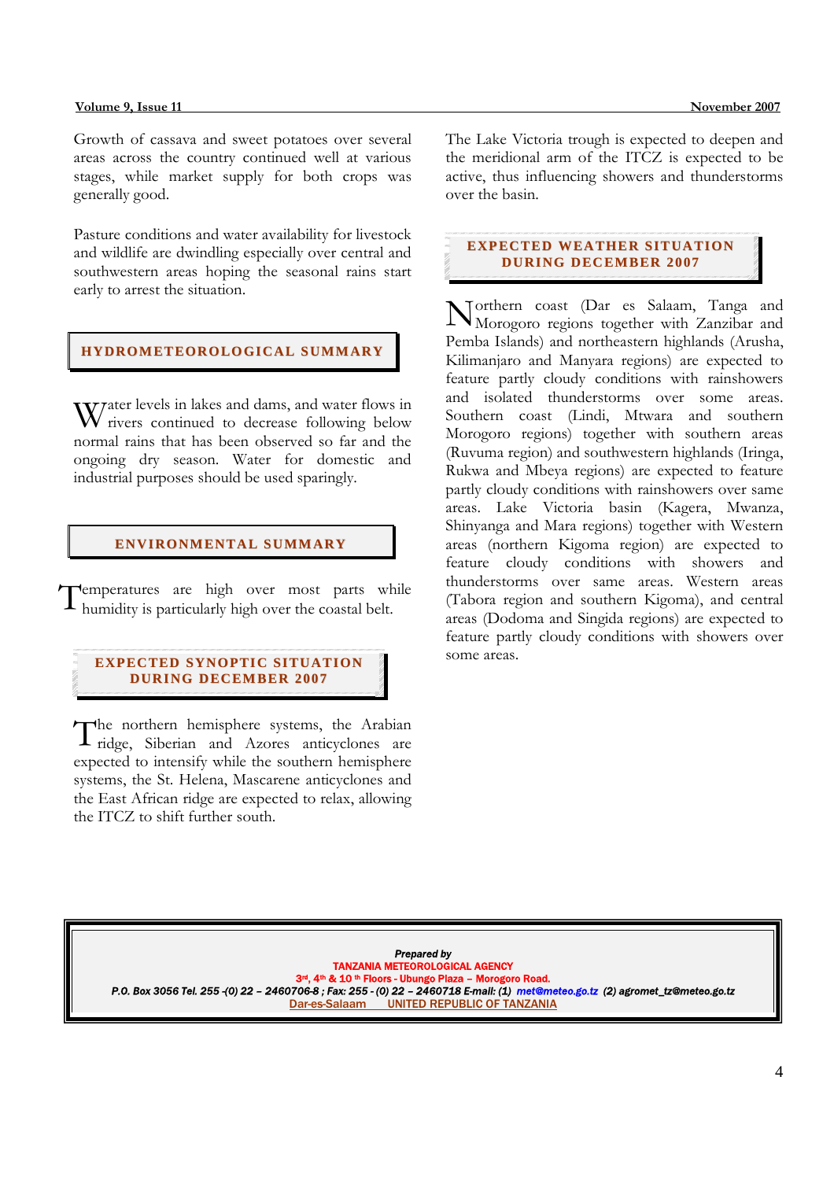Growth of cassava and sweet potatoes over several areas across the country continued well at various stages, while market supply for both crops was generally good.

Pasture conditions and water availability for livestock and wildlife are dwindling especially over central and southwestern areas hoping the seasonal rains start early to arrest the situation.

## HYDROMETEOROLOGICAL SUMMARY

Water levels in lakes and dams, and water flows in rivers continued to decrease following below normal rains that has been observed so far and the ongoing dry season. Water for domestic and industrial purposes should be used sparingly.

## ENVIRONMENTAL SUMMARY

Temperatures are high over most parts while humidity is particularly high over the coastal belt.

## EXPECTED SYNOPTIC SITUATION DURING DECEMBER 2007

The northern hemisphere systems, the Arabian ridge, Siberian and Azores anticyclones are expected to intensify while the southern hemisphere systems, the St. Helena, Mascarene anticyclones and the East African ridge are expected to relax, allowing the ITCZ to shift further south.

The Lake Victoria trough is expected to deepen and the meridional arm of the ITCZ is expected to be active, thus influencing showers and thunderstorms over the basin.

## EXPECTED WEATHER SITUATION DURING DECEMBER 2007

Northern coast (Dar es Salaam, Tanga and Morogoro regions together with Zanzibar and Pemba Islands) and northeastern highlands (Arusha, Kilimanjaro and Manyara regions) are expected to feature partly cloudy conditions with rainshowers and isolated thunderstorms over some areas. Southern coast (Lindi, Mtwara and southern Morogoro regions) together with southern areas (Ruvuma region) and southwestern highlands (Iringa, Rukwa and Mbeya regions) are expected to feature partly cloudy conditions with rainshowers over same areas. Lake Victoria basin (Kagera, Mwanza, Shinyanga and Mara regions) together with Western areas (northern Kigoma region) are expected to feature cloudy conditions with showers and thunderstorms over same areas. Western areas (Tabora region and southern Kigoma), and central areas (Dodoma and Singida regions) are expected to feature partly cloudy conditions with showers over some areas.

***Prepared by***
**TANZANIA METEOROLOGICAL AGENCY**
**3rd, 4th & 10th Floors - Ubungo Plaza – Morogoro Road.**
***P.O. Box 3056 Tel. 255 -(0) 22 – 2460706-8 ; Fax: 255 - (0) 22 – 2460718 E-mail: (1) met@meteo.go.tz (2) agromet_tz@meteo.go.tz***
Dar-es-Salaam UNITED REPUBLIC OF TANZANIA